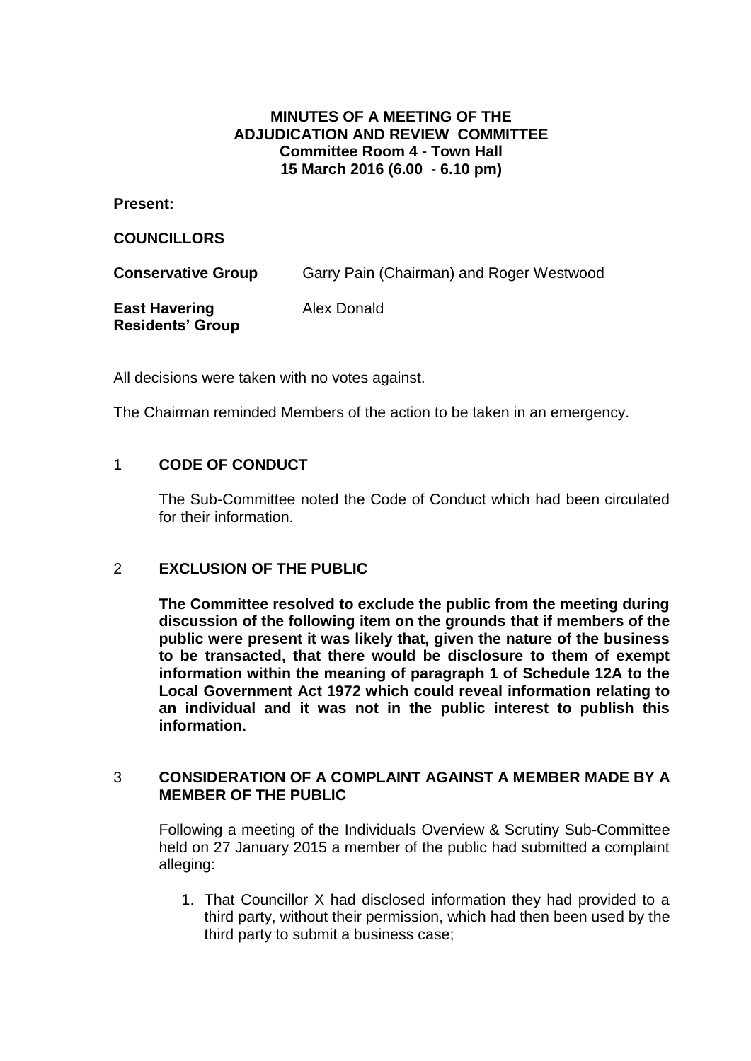# MINUTES OF A MEETING OF THE ADJUDICATION AND REVIEW COMMITTEE
**Committee Room 4 - Town Hall**
**15 March 2016 (6.00 - 6.10 pm)**

**Present:**

**COUNCILLORS**

| | |
|---|---|
| **Conservative Group** | Garry Pain (Chairman) and Roger Westwood |
| **East Havering Residents' Group** | Alex Donald |

All decisions were taken with no votes against.

The Chairman reminded Members of the action to be taken in an emergency.

## 1 CODE OF CONDUCT

The Sub-Committee noted the Code of Conduct which had been circulated for their information.

## 2 EXCLUSION OF THE PUBLIC

**The Committee resolved to exclude the public from the meeting during discussion of the following item on the grounds that if members of the public were present it was likely that, given the nature of the business to be transacted, that there would be disclosure to them of exempt information within the meaning of paragraph 1 of Schedule 12A to the Local Government Act 1972 which could reveal information relating to an individual and it was not in the public interest to publish this information.**

## 3 CONSIDERATION OF A COMPLAINT AGAINST A MEMBER MADE BY A MEMBER OF THE PUBLIC

Following a meeting of the Individuals Overview & Scrutiny Sub-Committee held on 27 January 2015 a member of the public had submitted a complaint alleging:

1. That Councillor X had disclosed information they had provided to a third party, without their permission, which had then been used by the third party to submit a business case;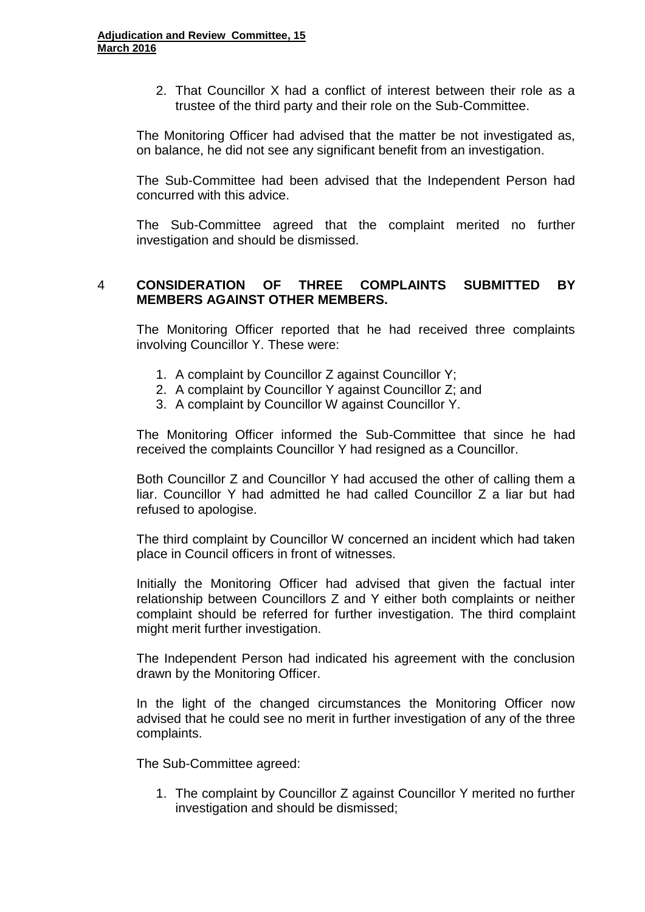2. That Councillor X had a conflict of interest between their role as a trustee of the third party and their role on the Sub-Committee.

The Monitoring Officer had advised that the matter be not investigated as, on balance, he did not see any significant benefit from an investigation.

The Sub-Committee had been advised that the Independent Person had concurred with this advice.

The Sub-Committee agreed that the complaint merited no further investigation and should be dismissed.

## 4 CONSIDERATION OF THREE COMPLAINTS SUBMITTED BY MEMBERS AGAINST OTHER MEMBERS.

The Monitoring Officer reported that he had received three complaints involving Councillor Y. These were:

1. A complaint by Councillor Z against Councillor Y;
2. A complaint by Councillor Y against Councillor Z; and
3. A complaint by Councillor W against Councillor Y.

The Monitoring Officer informed the Sub-Committee that since he had received the complaints Councillor Y had resigned as a Councillor.

Both Councillor Z and Councillor Y had accused the other of calling them a liar. Councillor Y had admitted he had called Councillor Z a liar but had refused to apologise.

The third complaint by Councillor W concerned an incident which had taken place in Council officers in front of witnesses.

Initially the Monitoring Officer had advised that given the factual inter relationship between Councillors Z and Y either both complaints or neither complaint should be referred for further investigation. The third complaint might merit further investigation.

The Independent Person had indicated his agreement with the conclusion drawn by the Monitoring Officer.

In the light of the changed circumstances the Monitoring Officer now advised that he could see no merit in further investigation of any of the three complaints.

The Sub-Committee agreed:

1. The complaint by Councillor Z against Councillor Y merited no further investigation and should be dismissed;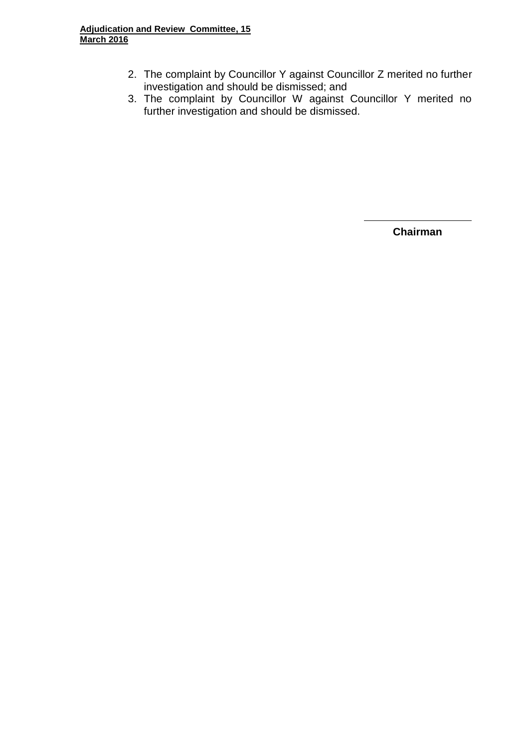2. The complaint by Councillor Y against Councillor Z merited no further investigation and should be dismissed; and
3. The complaint by Councillor W against Councillor Y merited no further investigation and should be dismissed.

**Chairman**